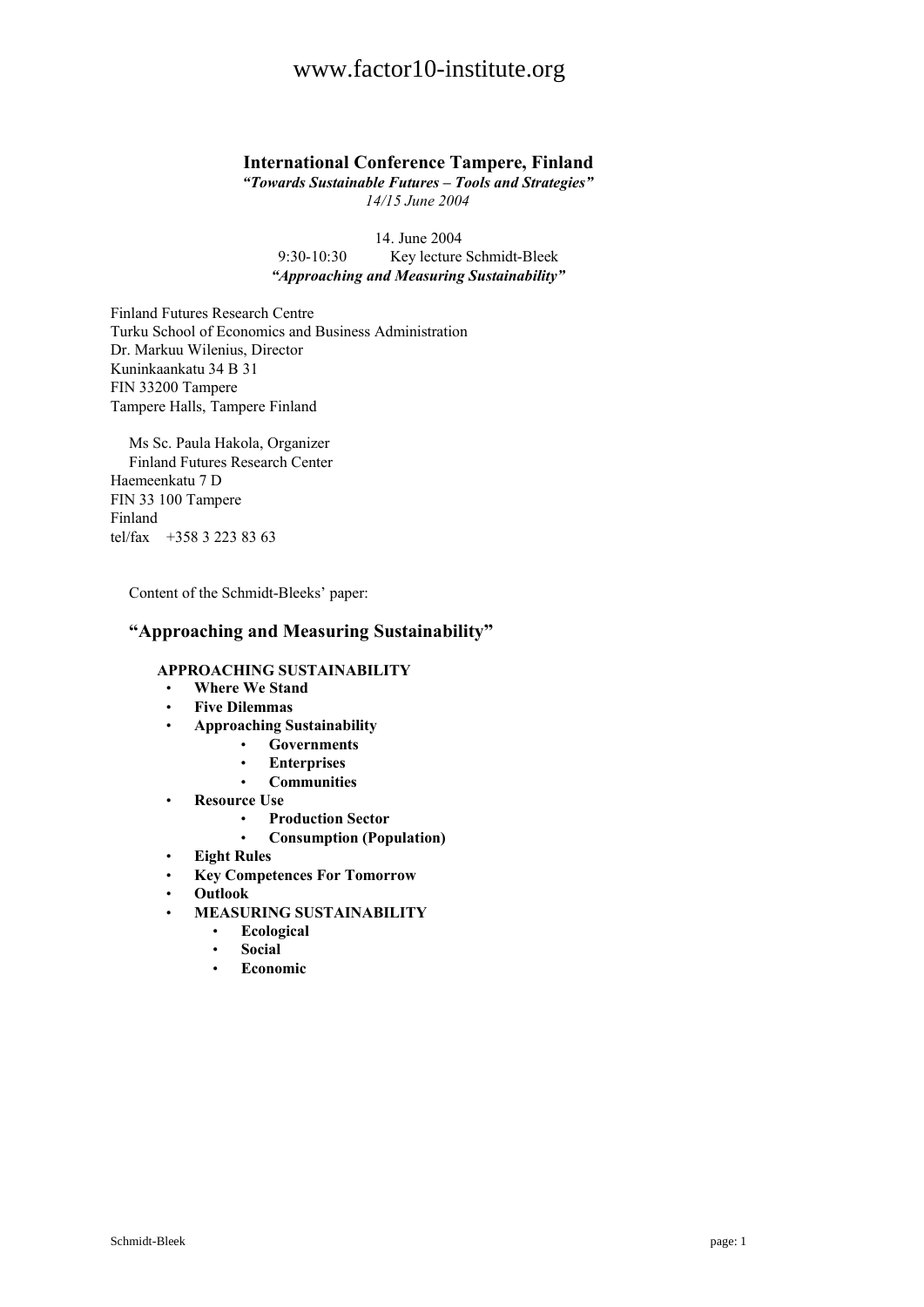# International Conference Tampere, Finland

***"Towards Sustainable Futures – Tools and Strategies"***

*14/15 June 2004*

14. June 2004

9:30-10:30 Key lecture Schmidt-Bleek

***"Approaching and Measuring Sustainability"***

Finland Futures Research Centre
Turku School of Economics and Business Administration
Dr. Markuu Wilenius, Director
Kuninkaankatu 34 B 31
FIN 33200 Tampere
Tampere Halls, Tampere Finland

Ms Sc. Paula Hakola, Organizer
Finland Futures Research Center
Haemeenkatu 7 D
FIN 33 100 Tampere
Finland
tel/fax +358 3 223 83 63

Content of the Schmidt-Bleeks' paper:

## "Approaching and Measuring Sustainability"

**APPROACHING SUSTAINABILITY**

- **Where We Stand**
- **Five Dilemmas**
- **Approaching Sustainability**
  - **Governments**
  - **Enterprises**
  - **Communities**
- **Resource Use**
  - **Production Sector**
  - **Consumption (Population)**
- **Eight Rules**
- **Key Competences For Tomorrow**
- **Outlook**
- **MEASURING SUSTAINABILITY**
  - **Ecological**
  - **Social**
  - **Economic**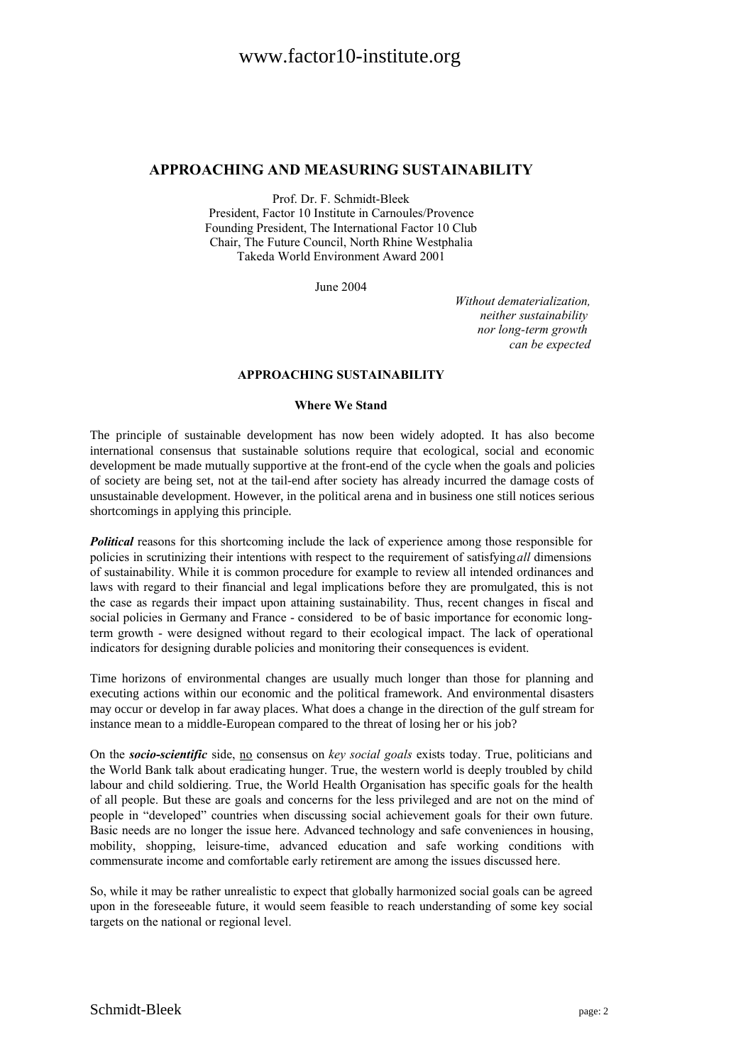# APPROACHING AND MEASURING SUSTAINABILITY

Prof. Dr. F. Schmidt-Bleek
President, Factor 10 Institute in Carnoules/Provence
Founding President, The International Factor 10 Club
Chair, The Future Council, North Rhine Westphalia
Takeda World Environment Award 2001

June 2004

*Without dematerialization, neither sustainability nor long-term growth can be expected*

## APPROACHING SUSTAINABILITY

### Where We Stand

The principle of sustainable development has now been widely adopted. It has also become international consensus that sustainable solutions require that ecological, social and economic development be made mutually supportive at the front-end of the cycle when the goals and policies of society are being set, not at the tail-end after society has already incurred the damage costs of unsustainable development. However, in the political arena and in business one still notices serious shortcomings in applying this principle.

***Political*** reasons for this shortcoming include the lack of experience among those responsible for policies in scrutinizing their intentions with respect to the requirement of satisfying *all* dimensions of sustainability. While it is common procedure for example to review all intended ordinances and laws with regard to their financial and legal implications before they are promulgated, this is not the case as regards their impact upon attaining sustainability. Thus, recent changes in fiscal and social policies in Germany and France - considered to be of basic importance for economic long-term growth - were designed without regard to their ecological impact. The lack of operational indicators for designing durable policies and monitoring their consequences is evident.

Time horizons of environmental changes are usually much longer than those for planning and executing actions within our economic and the political framework. And environmental disasters may occur or develop in far away places. What does a change in the direction of the gulf stream for instance mean to a middle-European compared to the threat of losing her or his job?

On the ***socio-scientific*** side, no consensus on *key social goals* exists today. True, politicians and the World Bank talk about eradicating hunger. True, the western world is deeply troubled by child labour and child soldiering. True, the World Health Organisation has specific goals for the health of all people. But these are goals and concerns for the less privileged and are not on the mind of people in "developed" countries when discussing social achievement goals for their own future. Basic needs are no longer the issue here. Advanced technology and safe conveniences in housing, mobility, shopping, leisure-time, advanced education and safe working conditions with commensurate income and comfortable early retirement are among the issues discussed here.

So, while it may be rather unrealistic to expect that globally harmonized social goals can be agreed upon in the foreseeable future, it would seem feasible to reach understanding of some key social targets on the national or regional level.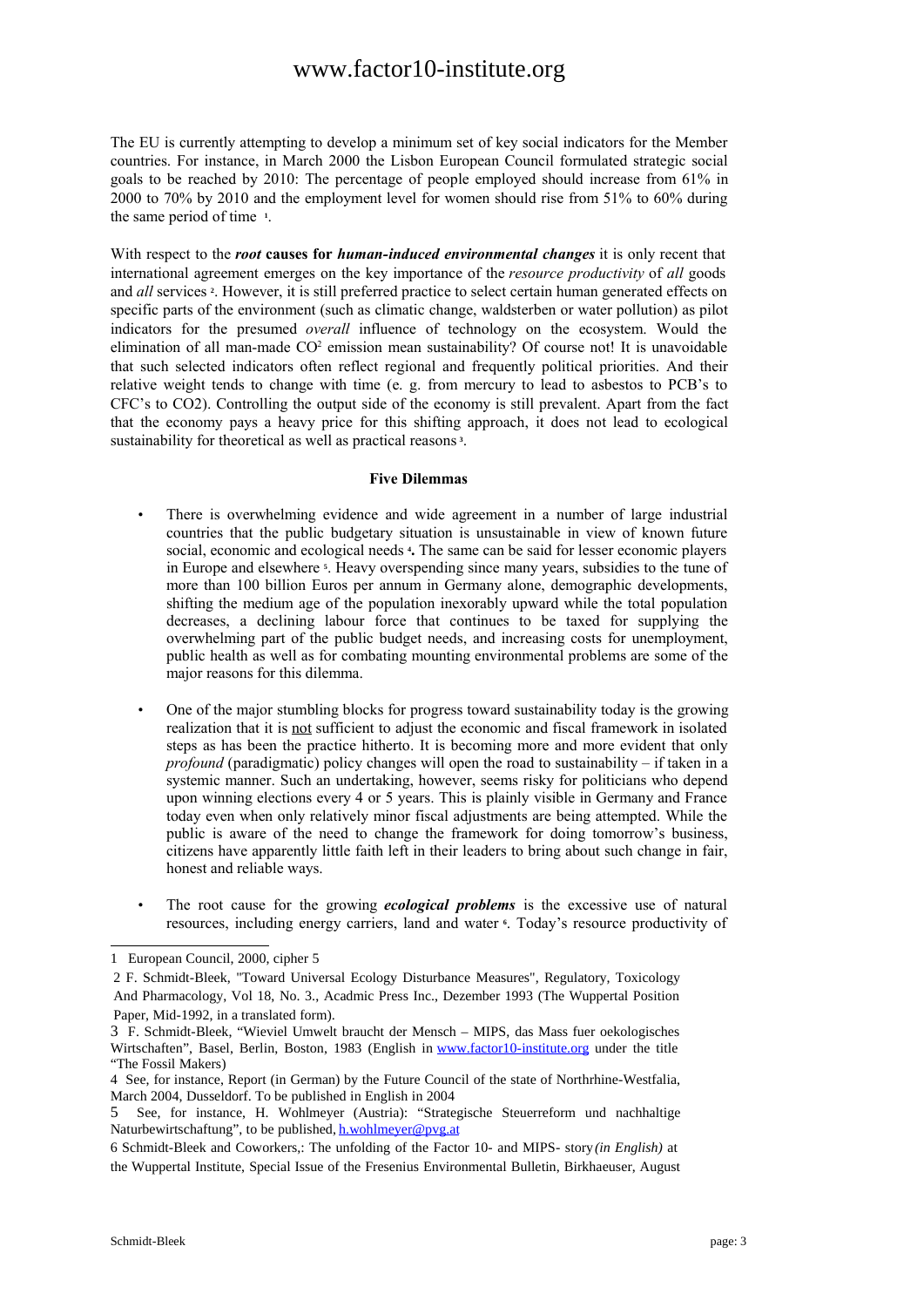The EU is currently attempting to develop a minimum set of key social indicators for the Member countries. For instance, in March 2000 the Lisbon European Council formulated strategic social goals to be reached by 2010: The percentage of people employed should increase from 61% in 2000 to 70% by 2010 and the employment level for women should rise from 51% to 60% during the same period of time [1].

With respect to the ***root* causes for *human-induced environmental changes*** it is only recent that international agreement emerges on the key importance of the *resource productivity* of *all* goods and *all* services [2]. However, it is still preferred practice to select certain human generated effects on specific parts of the environment (such as climatic change, waldsterben or water pollution) as pilot indicators for the presumed *overall* influence of technology on the ecosystem. Would the elimination of all man-made $CO^2$ emission mean sustainability? Of course not! It is unavoidable that such selected indicators often reflect regional and frequently political priorities. And their relative weight tends to change with time (e. g. from mercury to lead to asbestos to PCB's to CFC's to CO2). Controlling the output side of the economy is still prevalent. Apart from the fact that the economy pays a heavy price for this shifting approach, it does not lead to ecological sustainability for theoretical as well as practical reasons [3].

**Five Dilemmas**

- There is overwhelming evidence and wide agreement in a number of large industrial countries that the public budgetary situation is unsustainable in view of known future social, economic and ecological needs [4]**.** The same can be said for lesser economic players in Europe and elsewhere [5]. Heavy overspending since many years, subsidies to the tune of more than 100 billion Euros per annum in Germany alone, demographic developments, shifting the medium age of the population inexorably upward while the total population decreases, a declining labour force that continues to be taxed for supplying the overwhelming part of the public budget needs, and increasing costs for unemployment, public health as well as for combating mounting environmental problems are some of the major reasons for this dilemma.

- One of the major stumbling blocks for progress toward sustainability today is the growing realization that it is <u>not</u> sufficient to adjust the economic and fiscal framework in isolated steps as has been the practice hitherto. It is becoming more and more evident that only *profound* (paradigmatic) policy changes will open the road to sustainability – if taken in a systemic manner. Such an undertaking, however, seems risky for politicians who depend upon winning elections every 4 or 5 years. This is plainly visible in Germany and France today even when only relatively minor fiscal adjustments are being attempted. While the public is aware of the need to change the framework for doing tomorrow's business, citizens have apparently little faith left in their leaders to bring about such change in fair, honest and reliable ways.

- The root cause for the growing ***ecological problems*** is the excessive use of natural resources, including energy carriers, land and water [6]. Today's resource productivity of

---

1 European Council, 2000, cipher 5

2 F. Schmidt-Bleek, "Toward Universal Ecology Disturbance Measures", Regulatory, Toxicology And Pharmacology, Vol 18, No. 3., Acadmic Press Inc., Dezember 1993 (The Wuppertal Position Paper, Mid-1992, in a translated form).

3 F. Schmidt-Bleek, "Wieviel Umwelt braucht der Mensch – MIPS, das Mass fuer oekologisches Wirtschaften", Basel, Berlin, Boston, 1983 (English in www.factor10-institute.org under the title "The Fossil Makers)

4 See, for instance, Report (in German) by the Future Council of the state of Northrhine-Westfalia, March 2004, Dusseldorf. To be published in English in 2004

5 See, for instance, H. Wohlmeyer (Austria): "Strategische Steuerreform und nachhaltige Naturbewirtschaftung", to be published, h.wohlmeyer@pvg.at

6 Schmidt-Bleek and Coworkers,: The unfolding of the Factor 10- and MIPS- story *(in English)* at the Wuppertal Institute, Special Issue of the Fresenius Environmental Bulletin, Birkhaeuser, August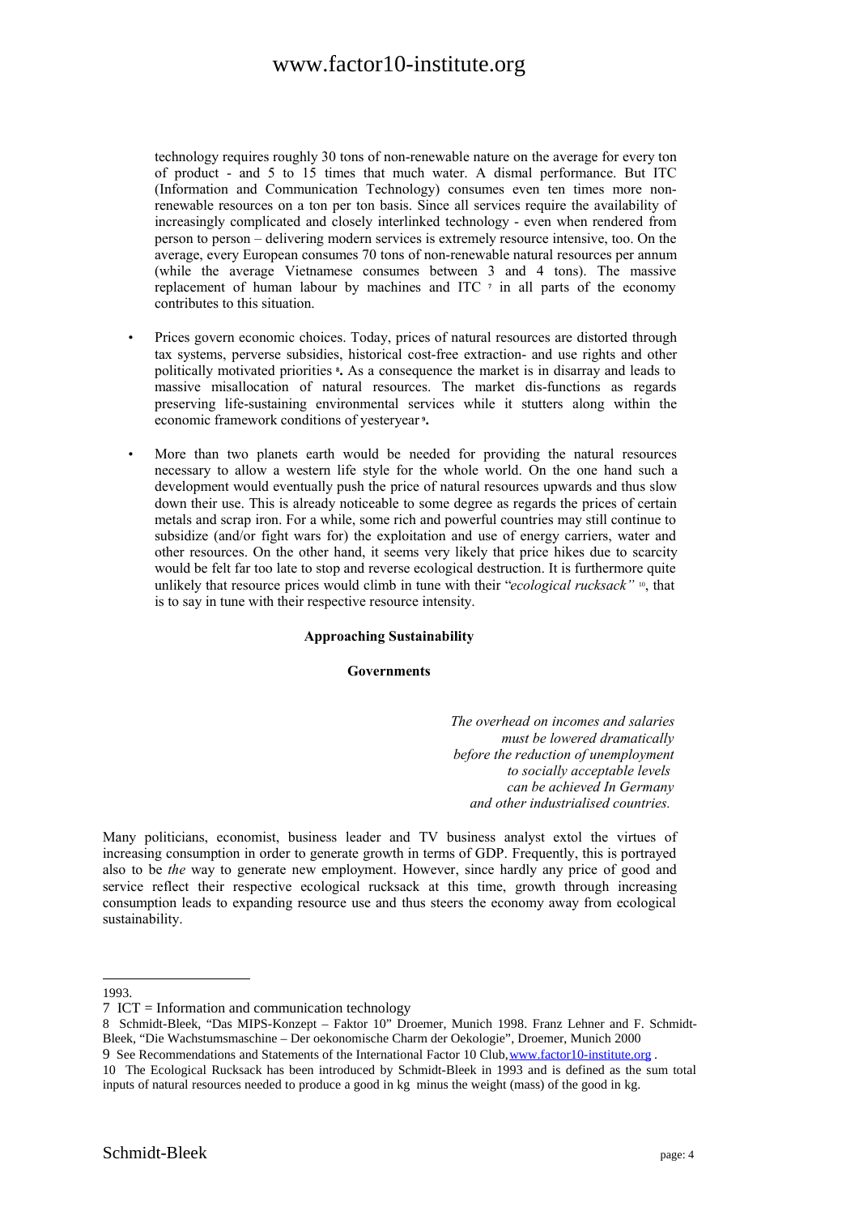technology requires roughly 30 tons of non-renewable nature on the average for every ton of product - and 5 to 15 times that much water. A dismal performance. But ITC (Information and Communication Technology) consumes even ten times more non-renewable resources on a ton per ton basis. Since all services require the availability of increasingly complicated and closely interlinked technology - even when rendered from person to person – delivering modern services is extremely resource intensive, too. On the average, every European consumes 70 tons of non-renewable natural resources per annum (while the average Vietnamese consumes between 3 and 4 tons). The massive replacement of human labour by machines and ITC [7] in all parts of the economy contributes to this situation.

- Prices govern economic choices. Today, prices of natural resources are distorted through tax systems, perverse subsidies, historical cost-free extraction- and use rights and other politically motivated priorities [8]**.** As a consequence the market is in disarray and leads to massive misallocation of natural resources. The market dis-functions as regards preserving life-sustaining environmental services while it stutters along within the economic framework conditions of yesteryear [9]**.**
- More than two planets earth would be needed for providing the natural resources necessary to allow a western life style for the whole world. On the one hand such a development would eventually push the price of natural resources upwards and thus slow down their use. This is already noticeable to some degree as regards the prices of certain metals and scrap iron. For a while, some rich and powerful countries may still continue to subsidize (and/or fight wars for) the exploitation and use of energy carriers, water and other resources. On the other hand, it seems very likely that price hikes due to scarcity would be felt far too late to stop and reverse ecological destruction. It is furthermore quite unlikely that resource prices would climb in tune with their "*ecological rucksack"* [10], that is to say in tune with their respective resource intensity.

## Approaching Sustainability

### Governments

*The overhead on incomes and salaries*
*must be lowered dramatically*
*before the reduction of unemployment*
*to socially acceptable levels*
*can be achieved In Germany*
*and other industrialised countries.*

Many politicians, economist, business leader and TV business analyst extol the virtues of increasing consumption in order to generate growth in terms of GDP. Frequently, this is portrayed also to be *the* way to generate new employment. However, since hardly any price of good and service reflect their respective ecological rucksack at this time, growth through increasing consumption leads to expanding resource use and thus steers the economy away from ecological sustainability.

---

1993.

7 ICT = Information and communication technology

8 Schmidt-Bleek, "Das MIPS-Konzept – Faktor 10" Droemer, Munich 1998. Franz Lehner and F. Schmidt-Bleek, "Die Wachstumsmaschine – Der oekonomische Charm der Oekologie", Droemer, Munich 2000

9 See Recommendations and Statements of the International Factor 10 Club, www.factor10-institute.org .

10 The Ecological Rucksack has been introduced by Schmidt-Bleek in 1993 and is defined as the sum total inputs of natural resources needed to produce a good in kg minus the weight (mass) of the good in kg.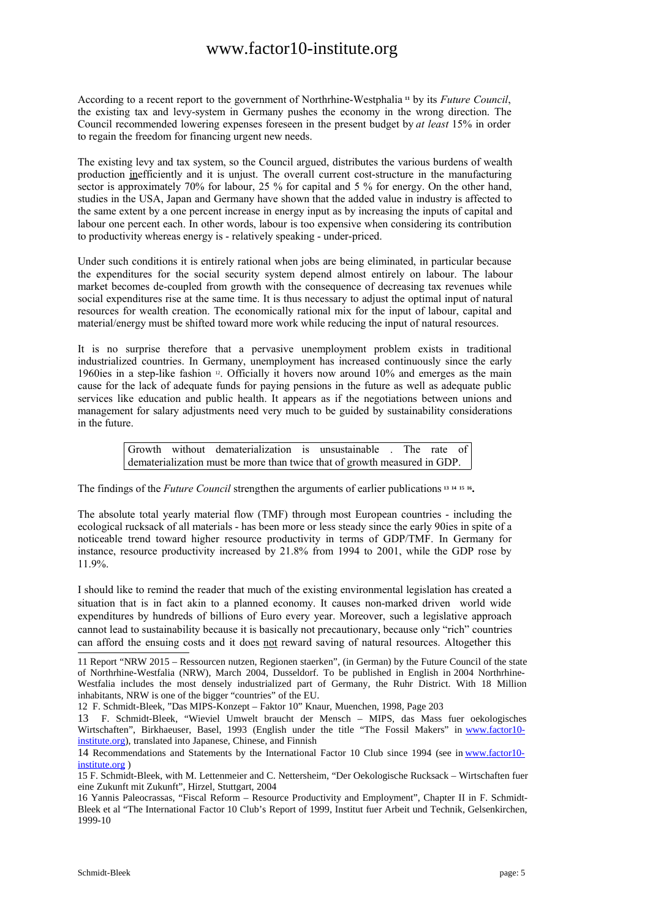According to a recent report to the government of Northrhine-Westphalia [11] by its *Future Council*, the existing tax and levy-system in Germany pushes the economy in the wrong direction. The Council recommended lowering expenses foreseen in the present budget by *at least* 15% in order to regain the freedom for financing urgent new needs.

The existing levy and tax system, so the Council argued, distributes the various burdens of wealth production inefficiently and it is unjust. The overall current cost-structure in the manufacturing sector is approximately 70% for labour, 25 % for capital and 5 % for energy. On the other hand, studies in the USA, Japan and Germany have shown that the added value in industry is affected to the same extent by a one percent increase in energy input as by increasing the inputs of capital and labour one percent each. In other words, labour is too expensive when considering its contribution to productivity whereas energy is - relatively speaking - under-priced.

Under such conditions it is entirely rational when jobs are being eliminated, in particular because the expenditures for the social security system depend almost entirely on labour. The labour market becomes de-coupled from growth with the consequence of decreasing tax revenues while social expenditures rise at the same time. It is thus necessary to adjust the optimal input of natural resources for wealth creation. The economically rational mix for the input of labour, capital and material/energy must be shifted toward more work while reducing the input of natural resources.

It is no surprise therefore that a pervasive unemployment problem exists in traditional industrialized countries. In Germany, unemployment has increased continuously since the early 1960ies in a step-like fashion [12]. Officially it hovers now around 10% and emerges as the main cause for the lack of adequate funds for paying pensions in the future as well as adequate public services like education and public health. It appears as if the negotiations between unions and management for salary adjustments need very much to be guided by sustainability considerations in the future.

> Growth without dematerialization is unsustainable . The rate of dematerialization must be more than twice that of growth measured in GDP.

The findings of the *Future Council* strengthen the arguments of earlier publications [13] [14] [15] [16].

The absolute total yearly material flow (TMF) through most European countries - including the ecological rucksack of all materials - has been more or less steady since the early 90ies in spite of a noticeable trend toward higher resource productivity in terms of GDP/TMF. In Germany for instance, resource productivity increased by 21.8% from 1994 to 2001, while the GDP rose by 11.9%.

I should like to remind the reader that much of the existing environmental legislation has created a situation that is in fact akin to a planned economy. It causes non-marked driven world wide expenditures by hundreds of billions of Euro every year. Moreover, such a legislative approach cannot lead to sustainability because it is basically not precautionary, because only "rich" countries can afford the ensuing costs and it does not reward saving of natural resources. Altogether this

---

11 Report "NRW 2015 – Ressourcen nutzen, Regionen staerken", (in German) by the Future Council of the state of Northrhine-Westfalia (NRW), March 2004, Dusseldorf. To be published in English in 2004 Northrhine-Westfalia includes the most densely industrialized part of Germany, the Ruhr District. With 18 Million inhabitants, NRW is one of the bigger "countries" of the EU.

12 F. Schmidt-Bleek, "Das MIPS-Konzept – Faktor 10" Knaur, Muenchen, 1998, Page 203

13 F. Schmidt-Bleek, "Wieviel Umwelt braucht der Mensch – MIPS, das Mass fuer oekologisches Wirtschaften", Birkhaeuser, Basel, 1993 (English under the title "The Fossil Makers" in www.factor10-institute.org), translated into Japanese, Chinese, and Finnish

14 Recommendations and Statements by the International Factor 10 Club since 1994 (see in www.factor10-institute.org )

15 F. Schmidt-Bleek, with M. Lettenmeier and C. Nettersheim, "Der Oekologische Rucksack – Wirtschaften fuer eine Zukunft mit Zukunft", Hirzel, Stuttgart, 2004

16 Yannis Paleocrassas, "Fiscal Reform – Resource Productivity and Employment", Chapter II in F. Schmidt-Bleek et al "The International Factor 10 Club's Report of 1999, Institut fuer Arbeit und Technik, Gelsenkirchen, 1999-10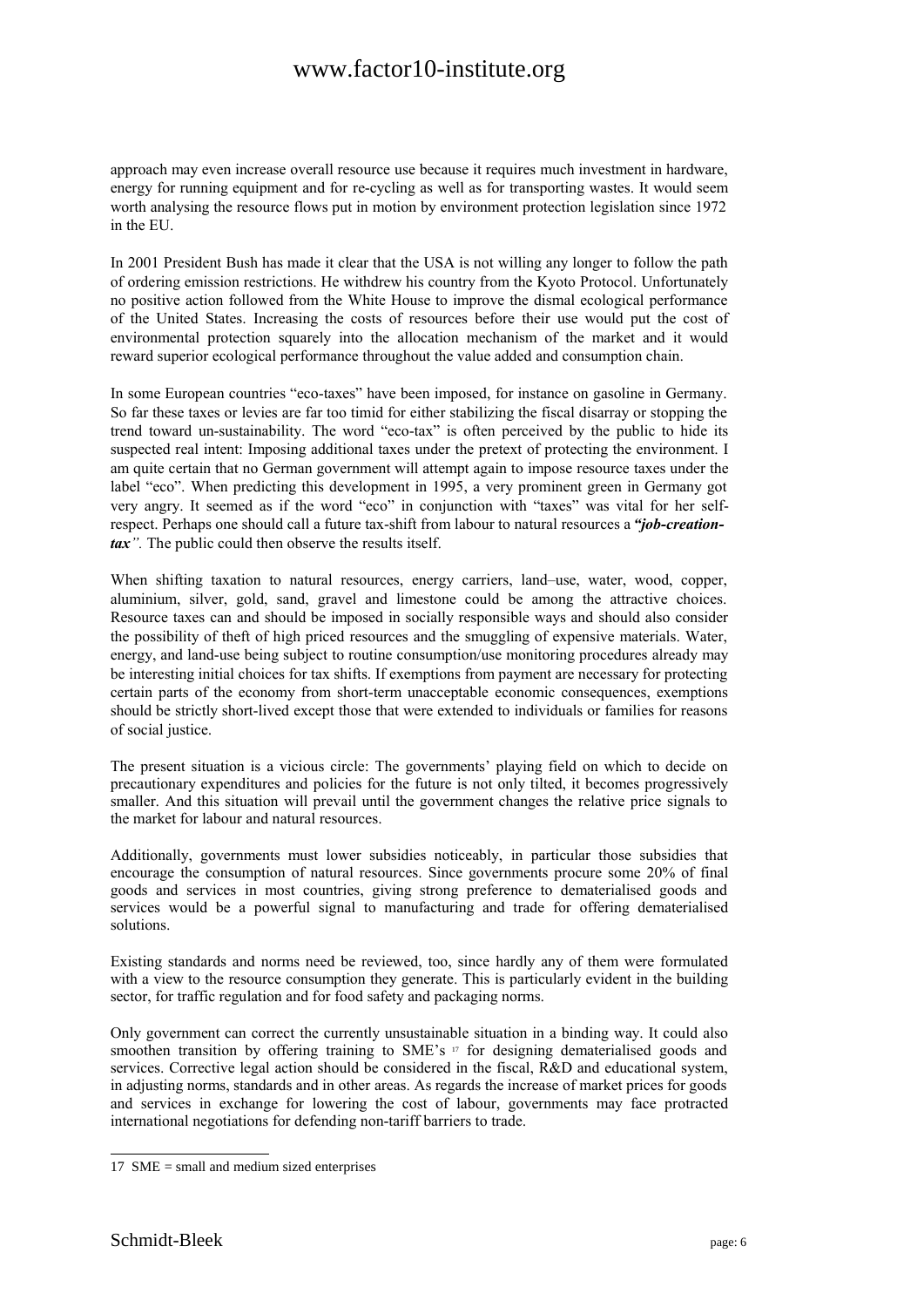approach may even increase overall resource use because it requires much investment in hardware, energy for running equipment and for re-cycling as well as for transporting wastes. It would seem worth analysing the resource flows put in motion by environment protection legislation since 1972 in the EU.

In 2001 President Bush has made it clear that the USA is not willing any longer to follow the path of ordering emission restrictions. He withdrew his country from the Kyoto Protocol. Unfortunately no positive action followed from the White House to improve the dismal ecological performance of the United States. Increasing the costs of resources before their use would put the cost of environmental protection squarely into the allocation mechanism of the market and it would reward superior ecological performance throughout the value added and consumption chain.

In some European countries "eco-taxes" have been imposed, for instance on gasoline in Germany. So far these taxes or levies are far too timid for either stabilizing the fiscal disarray or stopping the trend toward un-sustainability. The word "eco-tax" is often perceived by the public to hide its suspected real intent: Imposing additional taxes under the pretext of protecting the environment. I am quite certain that no German government will attempt again to impose resource taxes under the label "eco". When predicting this development in 1995, a very prominent green in Germany got very angry. It seemed as if the word "eco" in conjunction with "taxes" was vital for her self-respect. Perhaps one should call a future tax-shift from labour to natural resources a ***"job-creation-tax"****.* The public could then observe the results itself.

When shifting taxation to natural resources, energy carriers, land–use, water, wood, copper, aluminium, silver, gold, sand, gravel and limestone could be among the attractive choices. Resource taxes can and should be imposed in socially responsible ways and should also consider the possibility of theft of high priced resources and the smuggling of expensive materials. Water, energy, and land-use being subject to routine consumption/use monitoring procedures already may be interesting initial choices for tax shifts. If exemptions from payment are necessary for protecting certain parts of the economy from short-term unacceptable economic consequences, exemptions should be strictly short-lived except those that were extended to individuals or families for reasons of social justice.

The present situation is a vicious circle: The governments' playing field on which to decide on precautionary expenditures and policies for the future is not only tilted, it becomes progressively smaller. And this situation will prevail until the government changes the relative price signals to the market for labour and natural resources.

Additionally, governments must lower subsidies noticeably, in particular those subsidies that encourage the consumption of natural resources. Since governments procure some 20% of final goods and services in most countries, giving strong preference to dematerialised goods and services would be a powerful signal to manufacturing and trade for offering dematerialised solutions.

Existing standards and norms need be reviewed, too, since hardly any of them were formulated with a view to the resource consumption they generate. This is particularly evident in the building sector, for traffic regulation and for food safety and packaging norms.

Only government can correct the currently unsustainable situation in a binding way. It could also smoothen transition by offering training to SME's [17] for designing dematerialised goods and services. Corrective legal action should be considered in the fiscal, R&D and educational system, in adjusting norms, standards and in other areas. As regards the increase of market prices for goods and services in exchange for lowering the cost of labour, governments may face protracted international negotiations for defending non-tariff barriers to trade.

---

17 SME = small and medium sized enterprises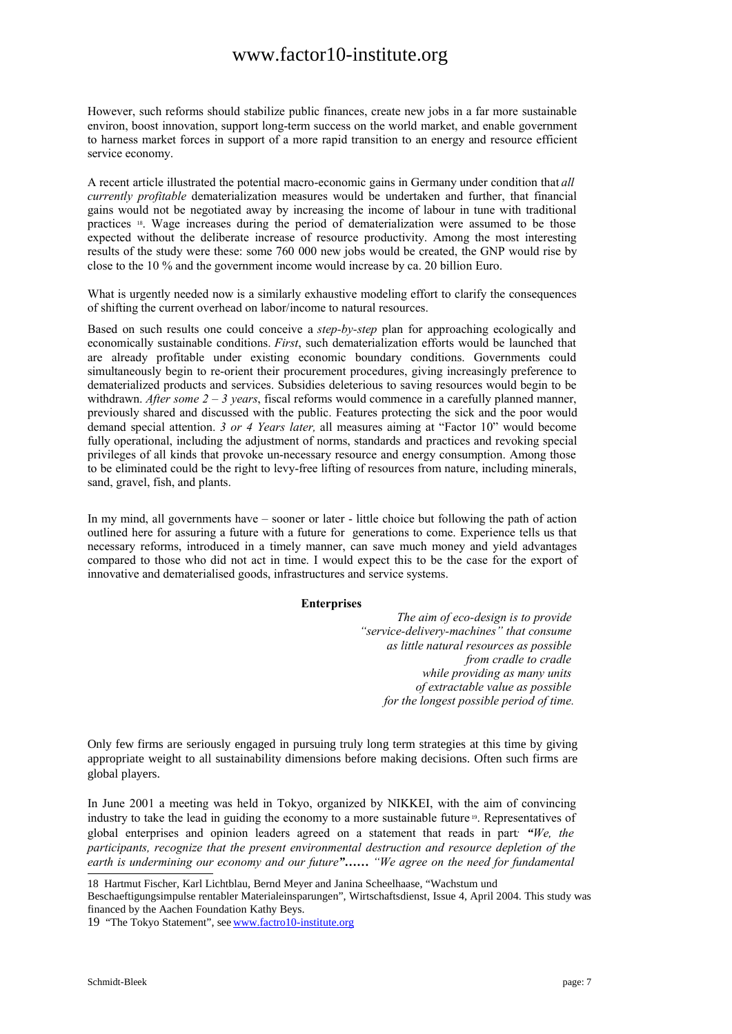However, such reforms should stabilize public finances, create new jobs in a far more sustainable environ, boost innovation, support long-term success on the world market, and enable government to harness market forces in support of a more rapid transition to an energy and resource efficient service economy.

A recent article illustrated the potential macro-economic gains in Germany under condition that *all currently profitable* dematerialization measures would be undertaken and further, that financial gains would not be negotiated away by increasing the income of labour in tune with traditional practices [18]. Wage increases during the period of dematerialization were assumed to be those expected without the deliberate increase of resource productivity. Among the most interesting results of the study were these: some 760 000 new jobs would be created, the GNP would rise by close to the 10 % and the government income would increase by ca. 20 billion Euro.

What is urgently needed now is a similarly exhaustive modeling effort to clarify the consequences of shifting the current overhead on labor/income to natural resources.

Based on such results one could conceive a *step-by-step* plan for approaching ecologically and economically sustainable conditions. *First*, such dematerialization efforts would be launched that are already profitable under existing economic boundary conditions. Governments could simultaneously begin to re-orient their procurement procedures, giving increasingly preference to dematerialized products and services. Subsidies deleterious to saving resources would begin to be withdrawn. *After some 2 – 3 years*, fiscal reforms would commence in a carefully planned manner, previously shared and discussed with the public. Features protecting the sick and the poor would demand special attention. *3 or 4 Years later,* all measures aiming at "Factor 10" would become fully operational, including the adjustment of norms, standards and practices and revoking special privileges of all kinds that provoke un-necessary resource and energy consumption. Among those to be eliminated could be the right to levy-free lifting of resources from nature, including minerals, sand, gravel, fish, and plants.

In my mind, all governments have – sooner or later - little choice but following the path of action outlined here for assuring a future with a future for generations to come. Experience tells us that necessary reforms, introduced in a timely manner, can save much money and yield advantages compared to those who did not act in time. I would expect this to be the case for the export of innovative and dematerialised goods, infrastructures and service systems.

## Enterprises

*The aim of eco-design is to provide*
*"service-delivery-machines" that consume*
*as little natural resources as possible*
*from cradle to cradle*
*while providing as many units*
*of extractable value as possible*
*for the longest possible period of time.*

Only few firms are seriously engaged in pursuing truly long term strategies at this time by giving appropriate weight to all sustainability dimensions before making decisions. Often such firms are global players.

In June 2001 a meeting was held in Tokyo, organized by NIKKEI, with the aim of convincing industry to take the lead in guiding the economy to a more sustainable future [19]. Representatives of global enterprises and opinion leaders agreed on a statement that reads in part: ***"****We, the participants, recognize that the present environmental destruction and resource depletion of the earth is undermining our economy and our future****"……*** *"We agree on the need for fundamental*

---

18 Hartmut Fischer, Karl Lichtblau, Bernd Meyer and Janina Scheelhaase, "Wachstum und Beschaeftigungsimpulse rentabler Materialeinsparungen", Wirtschaftsdienst, Issue 4, April 2004. This study was financed by the Aachen Foundation Kathy Beys.

19 "The Tokyo Statement", see www.factro10-institute.org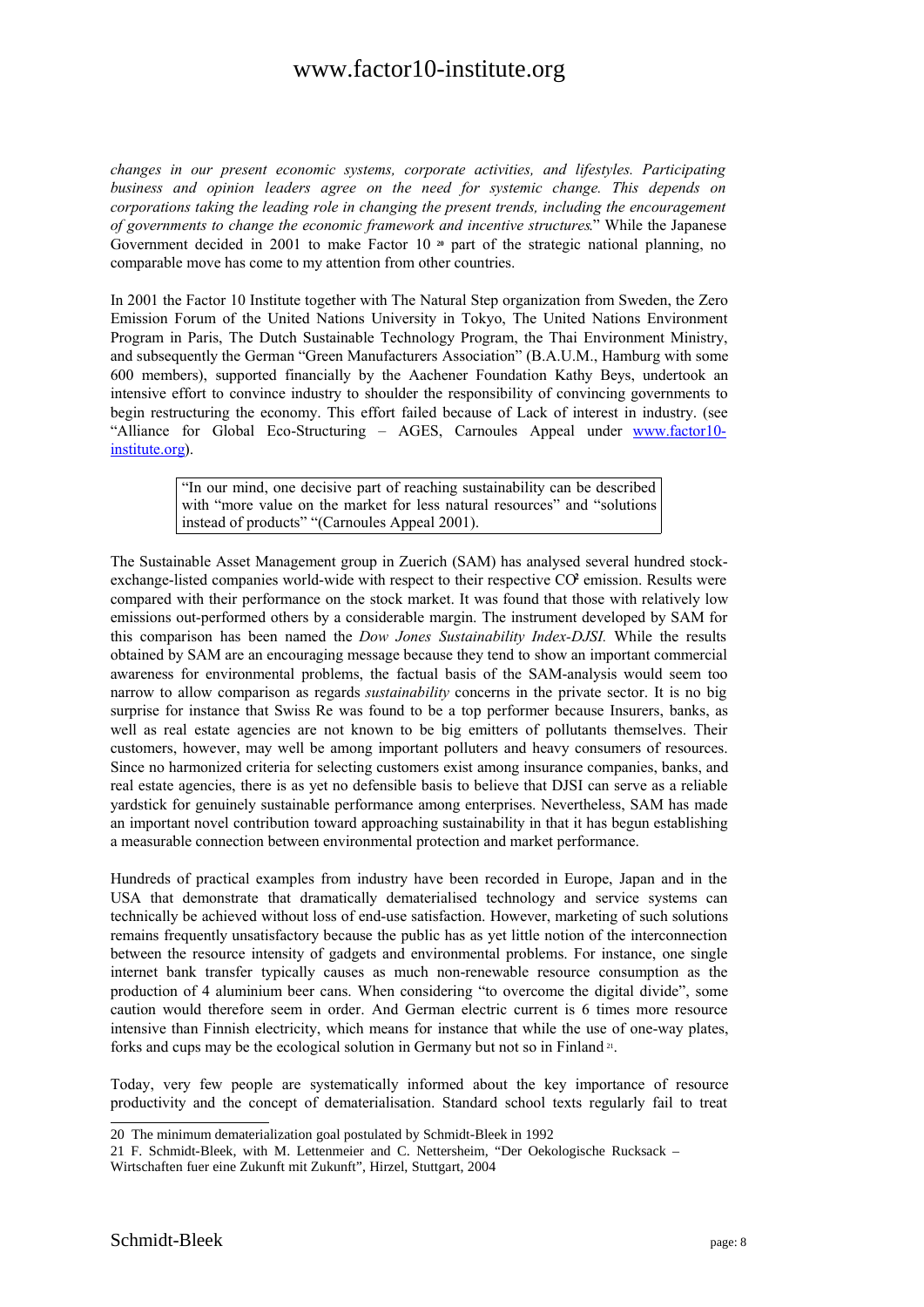*changes in our present economic systems, corporate activities, and lifestyles. Participating business and opinion leaders agree on the need for systemic change. This depends on corporations taking the leading role in changing the present trends, including the encouragement of governments to change the economic framework and incentive structures.*" While the Japanese Government decided in 2001 to make Factor 10 [20] part of the strategic national planning, no comparable move has come to my attention from other countries.

In 2001 the Factor 10 Institute together with The Natural Step organization from Sweden, the Zero Emission Forum of the United Nations University in Tokyo, The United Nations Environment Program in Paris, The Dutch Sustainable Technology Program, the Thai Environment Ministry, and subsequently the German "Green Manufacturers Association" (B.A.U.M., Hamburg with some 600 members), supported financially by the Aachener Foundation Kathy Beys, undertook an intensive effort to convince industry to shoulder the responsibility of convincing governments to begin restructuring the economy. This effort failed because of Lack of interest in industry. (see "Alliance for Global Eco-Structuring – AGES, Carnoules Appeal under [www.factor10-institute.org](www.factor10-institute.org)).

> "In our mind, one decisive part of reaching sustainability can be described with "more value on the market for less natural resources" and "solutions instead of products" "(Carnoules Appeal 2001).

The Sustainable Asset Management group in Zuerich (SAM) has analysed several hundred stock-exchange-listed companies world-wide with respect to their respective $CO_2$ emission. Results were compared with their performance on the stock market. It was found that those with relatively low emissions out-performed others by a considerable margin. The instrument developed by SAM for this comparison has been named the *Dow Jones Sustainability Index-DJSI.* While the results obtained by SAM are an encouraging message because they tend to show an important commercial awareness for environmental problems, the factual basis of the SAM-analysis would seem too narrow to allow comparison as regards *sustainability* concerns in the private sector. It is no big surprise for instance that Swiss Re was found to be a top performer because Insurers, banks, as well as real estate agencies are not known to be big emitters of pollutants themselves. Their customers, however, may well be among important polluters and heavy consumers of resources. Since no harmonized criteria for selecting customers exist among insurance companies, banks, and real estate agencies, there is as yet no defensible basis to believe that DJSI can serve as a reliable yardstick for genuinely sustainable performance among enterprises. Nevertheless, SAM has made an important novel contribution toward approaching sustainability in that it has begun establishing a measurable connection between environmental protection and market performance.

Hundreds of practical examples from industry have been recorded in Europe, Japan and in the USA that demonstrate that dramatically dematerialised technology and service systems can technically be achieved without loss of end-use satisfaction. However, marketing of such solutions remains frequently unsatisfactory because the public has as yet little notion of the interconnection between the resource intensity of gadgets and environmental problems. For instance, one single internet bank transfer typically causes as much non-renewable resource consumption as the production of 4 aluminium beer cans. When considering "to overcome the digital divide", some caution would therefore seem in order. And German electric current is 6 times more resource intensive than Finnish electricity, which means for instance that while the use of one-way plates, forks and cups may be the ecological solution in Germany but not so in Finland [21].

Today, very few people are systematically informed about the key importance of resource productivity and the concept of dematerialisation. Standard school texts regularly fail to treat

---

20 The minimum dematerialization goal postulated by Schmidt-Bleek in 1992

21 F. Schmidt-Bleek, with M. Lettenmeier and C. Nettersheim, "Der Oekologische Rucksack – Wirtschaften fuer eine Zukunft mit Zukunft", Hirzel, Stuttgart, 2004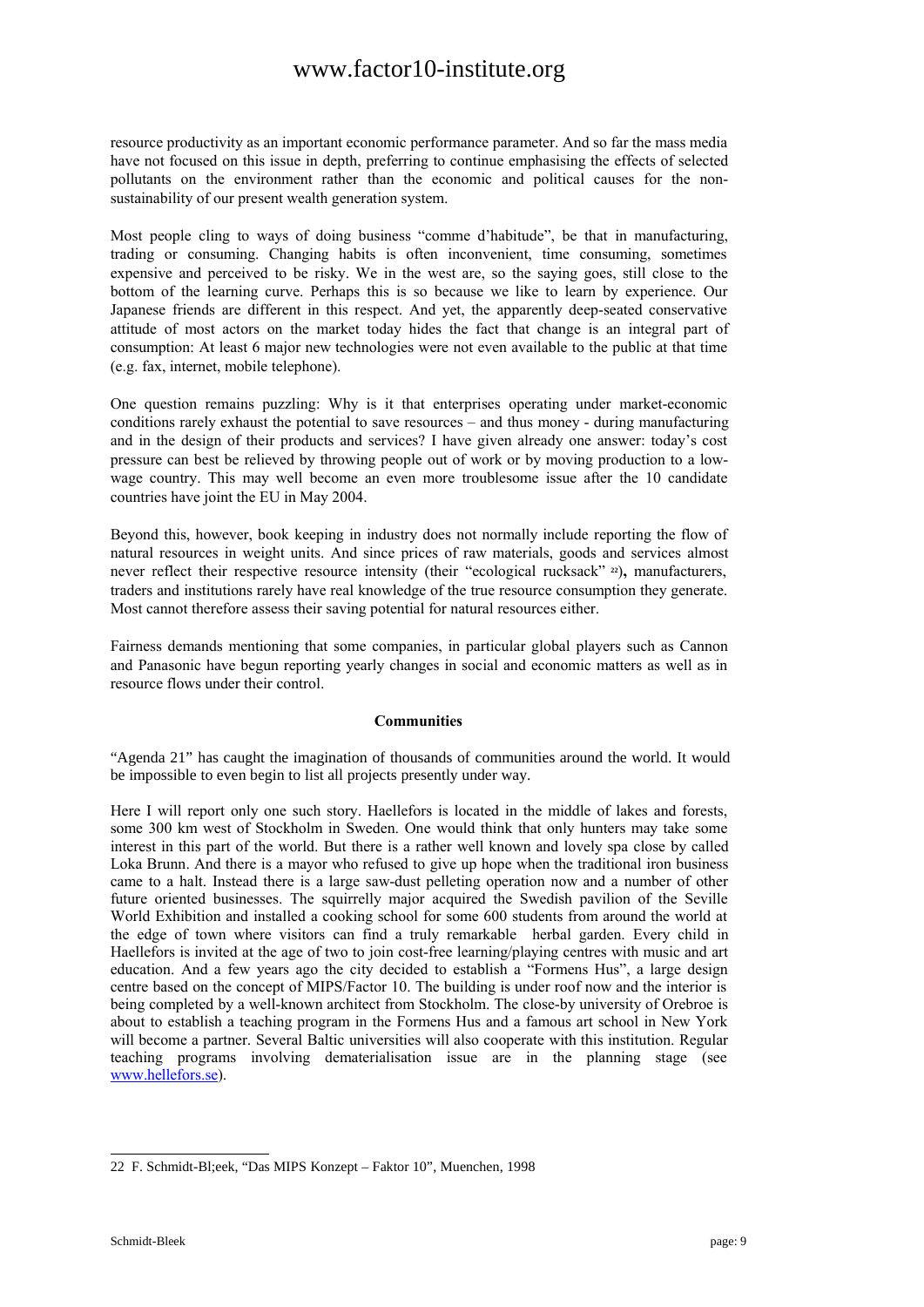resource productivity as an important economic performance parameter. And so far the mass media have not focused on this issue in depth, preferring to continue emphasising the effects of selected pollutants on the environment rather than the economic and political causes for the non-sustainability of our present wealth generation system.

Most people cling to ways of doing business "comme d'habitude", be that in manufacturing, trading or consuming. Changing habits is often inconvenient, time consuming, sometimes expensive and perceived to be risky. We in the west are, so the saying goes, still close to the bottom of the learning curve. Perhaps this is so because we like to learn by experience. Our Japanese friends are different in this respect. And yet, the apparently deep-seated conservative attitude of most actors on the market today hides the fact that change is an integral part of consumption: At least 6 major new technologies were not even available to the public at that time (e.g. fax, internet, mobile telephone).

One question remains puzzling: Why is it that enterprises operating under market-economic conditions rarely exhaust the potential to save resources – and thus money - during manufacturing and in the design of their products and services? I have given already one answer: today's cost pressure can best be relieved by throwing people out of work or by moving production to a low-wage country. This may well become an even more troublesome issue after the 10 candidate countries have joint the EU in May 2004.

Beyond this, however, book keeping in industry does not normally include reporting the flow of natural resources in weight units. And since prices of raw materials, goods and services almost never reflect their respective resource intensity (their "ecological rucksack" [22]), manufacturers, traders and institutions rarely have real knowledge of the true resource consumption they generate. Most cannot therefore assess their saving potential for natural resources either.

Fairness demands mentioning that some companies, in particular global players such as Cannon and Panasonic have begun reporting yearly changes in social and economic matters as well as in resource flows under their control.

## Communities

"Agenda 21" has caught the imagination of thousands of communities around the world. It would be impossible to even begin to list all projects presently under way.

Here I will report only one such story. Haellefors is located in the middle of lakes and forests, some 300 km west of Stockholm in Sweden. One would think that only hunters may take some interest in this part of the world. But there is a rather well known and lovely spa close by called Loka Brunn. And there is a mayor who refused to give up hope when the traditional iron business came to a halt. Instead there is a large saw-dust pelleting operation now and a number of other future oriented businesses. The squirrelly major acquired the Swedish pavilion of the Seville World Exhibition and installed a cooking school for some 600 students from around the world at the edge of town where visitors can find a truly remarkable herbal garden. Every child in Haellefors is invited at the age of two to join cost-free learning/playing centres with music and art education. And a few years ago the city decided to establish a "Formens Hus", a large design centre based on the concept of MIPS/Factor 10. The building is under roof now and the interior is being completed by a well-known architect from Stockholm. The close-by university of Orebroe is about to establish a teaching program in the Formens Hus and a famous art school in New York will become a partner. Several Baltic universities will also cooperate with this institution. Regular teaching programs involving dematerialisation issue are in the planning stage (see www.hellefors.se).

---

22 F. Schmidt-Bl;eek, "Das MIPS Konzept – Faktor 10", Muenchen, 1998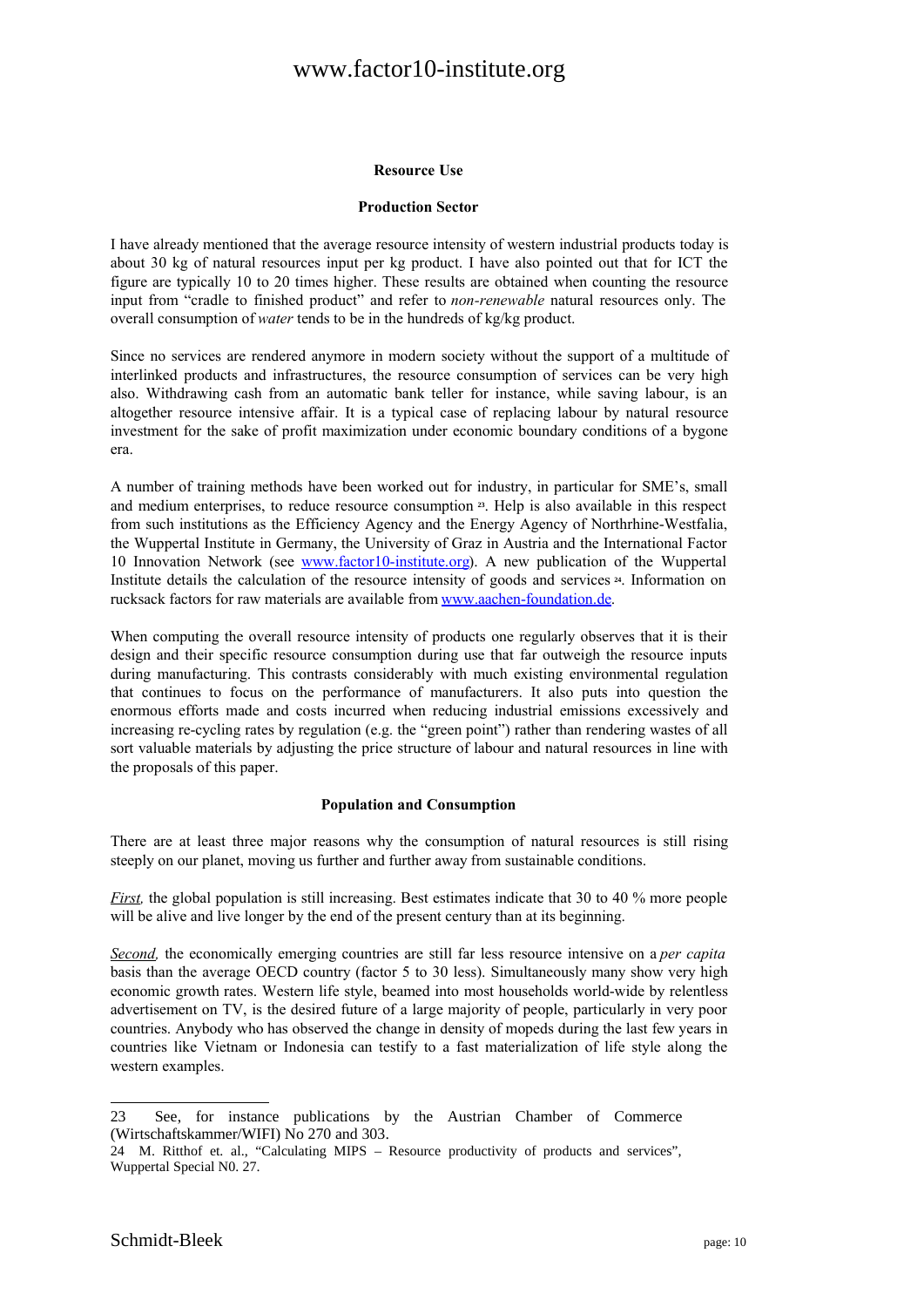## Resource Use

### Production Sector

I have already mentioned that the average resource intensity of western industrial products today is about 30 kg of natural resources input per kg product. I have also pointed out that for ICT the figure are typically 10 to 20 times higher. These results are obtained when counting the resource input from "cradle to finished product" and refer to *non-renewable* natural resources only. The overall consumption of *water* tends to be in the hundreds of kg/kg product.

Since no services are rendered anymore in modern society without the support of a multitude of interlinked products and infrastructures, the resource consumption of services can be very high also. Withdrawing cash from an automatic bank teller for instance, while saving labour, is an altogether resource intensive affair. It is a typical case of replacing labour by natural resource investment for the sake of profit maximization under economic boundary conditions of a bygone era.

A number of training methods have been worked out for industry, in particular for SME's, small and medium enterprises, to reduce resource consumption [23]. Help is also available in this respect from such institutions as the Efficiency Agency and the Energy Agency of Northrhine-Westfalia, the Wuppertal Institute in Germany, the University of Graz in Austria and the International Factor 10 Innovation Network (see www.factor10-institute.org). A new publication of the Wuppertal Institute details the calculation of the resource intensity of goods and services [24]. Information on rucksack factors for raw materials are available from www.aachen-foundation.de.

When computing the overall resource intensity of products one regularly observes that it is their design and their specific resource consumption during use that far outweigh the resource inputs during manufacturing. This contrasts considerably with much existing environmental regulation that continues to focus on the performance of manufacturers. It also puts into question the enormous efforts made and costs incurred when reducing industrial emissions excessively and increasing re-cycling rates by regulation (e.g. the "green point") rather than rendering wastes of all sort valuable materials by adjusting the price structure of labour and natural resources in line with the proposals of this paper.

### Population and Consumption

There are at least three major reasons why the consumption of natural resources is still rising steeply on our planet, moving us further and further away from sustainable conditions.

*First,* the global population is still increasing. Best estimates indicate that 30 to 40 % more people will be alive and live longer by the end of the present century than at its beginning.

*Second,* the economically emerging countries are still far less resource intensive on a *per capita* basis than the average OECD country (factor 5 to 30 less). Simultaneously many show very high economic growth rates. Western life style, beamed into most households world-wide by relentless advertisement on TV, is the desired future of a large majority of people, particularly in very poor countries. Anybody who has observed the change in density of mopeds during the last few years in countries like Vietnam or Indonesia can testify to a fast materialization of life style along the western examples.

---

23 See, for instance publications by the Austrian Chamber of Commerce (Wirtschaftskammer/WIFI) No 270 and 303.

24 M. Ritthof et. al., "Calculating MIPS – Resource productivity of products and services", Wuppertal Special N0. 27.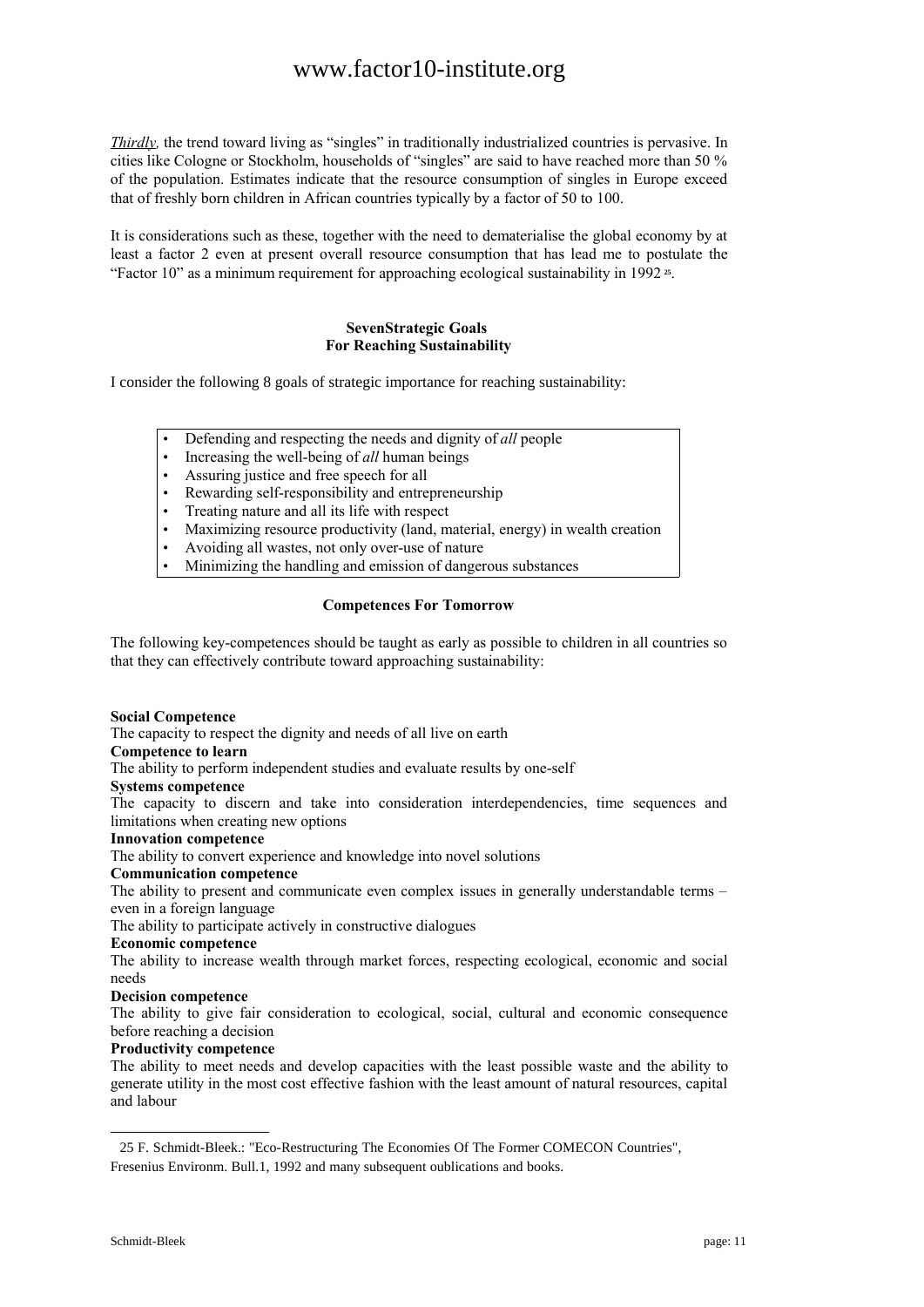*Thirdly,* the trend toward living as "singles" in traditionally industrialized countries is pervasive. In cities like Cologne or Stockholm, households of "singles" are said to have reached more than 50 % of the population. Estimates indicate that the resource consumption of singles in Europe exceed that of freshly born children in African countries typically by a factor of 50 to 100.

It is considerations such as these, together with the need to dematerialise the global economy by at least a factor 2 even at present overall resource consumption that has lead me to postulate the "Factor 10" as a minimum requirement for approaching ecological sustainability in 1992 [25].

### SevenStrategic Goals
### For Reaching Sustainability

I consider the following 8 goals of strategic importance for reaching sustainability:

- Defending and respecting the needs and dignity of *all* people
- Increasing the well-being of *all* human beings
- Assuring justice and free speech for all
- Rewarding self-responsibility and entrepreneurship
- Treating nature and all its life with respect
- Maximizing resource productivity (land, material, energy) in wealth creation
- Avoiding all wastes, not only over-use of nature
- Minimizing the handling and emission of dangerous substances

### Competences For Tomorrow

The following key-competences should be taught as early as possible to children in all countries so that they can effectively contribute toward approaching sustainability:

**Social Competence**
The capacity to respect the dignity and needs of all live on earth

**Competence to learn**
The ability to perform independent studies and evaluate results by one-self

**Systems competence**
The capacity to discern and take into consideration interdependencies, time sequences and limitations when creating new options

**Innovation competence**
The ability to convert experience and knowledge into novel solutions

**Communication competence**
The ability to present and communicate even complex issues in generally understandable terms – even in a foreign language
The ability to participate actively in constructive dialogues

**Economic competence**
The ability to increase wealth through market forces, respecting ecological, economic and social needs

**Decision competence**
The ability to give fair consideration to ecological, social, cultural and economic consequence before reaching a decision

**Productivity competence**
The ability to meet needs and develop capacities with the least possible waste and the ability to generate utility in the most cost effective fashion with the least amount of natural resources, capital and labour

---

25 F. Schmidt-Bleek.: "Eco-Restructuring The Economies Of The Former COMECON Countries", Fresenius Environm. Bull.1, 1992 and many subsequent oublications and books.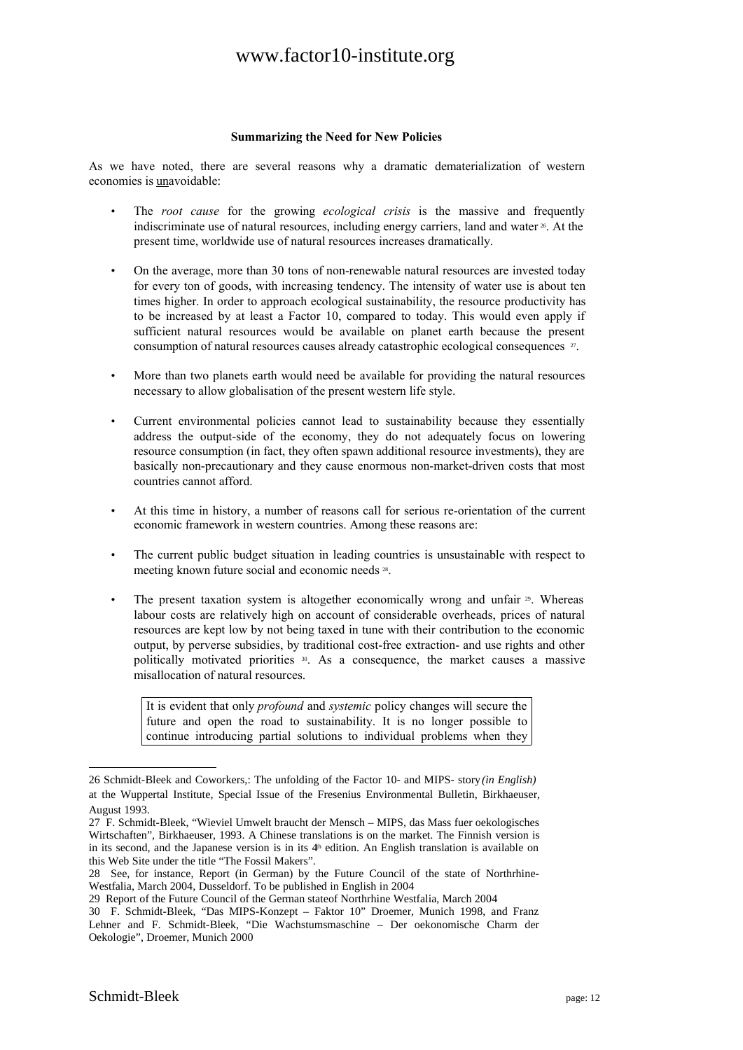**Summarizing the Need for New Policies**

As we have noted, there are several reasons why a dramatic dematerialization of western economies is unavoidable:

- The *root cause* for the growing *ecological crisis* is the massive and frequently indiscriminate use of natural resources, including energy carriers, land and water [26]. At the present time, worldwide use of natural resources increases dramatically.

- On the average, more than 30 tons of non-renewable natural resources are invested today for every ton of goods, with increasing tendency. The intensity of water use is about ten times higher. In order to approach ecological sustainability, the resource productivity has to be increased by at least a Factor 10, compared to today. This would even apply if sufficient natural resources would be available on planet earth because the present consumption of natural resources causes already catastrophic ecological consequences [27].

- More than two planets earth would need be available for providing the natural resources necessary to allow globalisation of the present western life style.

- Current environmental policies cannot lead to sustainability because they essentially address the output-side of the economy, they do not adequately focus on lowering resource consumption (in fact, they often spawn additional resource investments), they are basically non-precautionary and they cause enormous non-market-driven costs that most countries cannot afford.

- At this time in history, a number of reasons call for serious re-orientation of the current economic framework in western countries. Among these reasons are:

- The current public budget situation in leading countries is unsustainable with respect to meeting known future social and economic needs [28].

- The present taxation system is altogether economically wrong and unfair [29]. Whereas labour costs are relatively high on account of considerable overheads, prices of natural resources are kept low by not being taxed in tune with their contribution to the economic output, by perverse subsidies, by traditional cost-free extraction- and use rights and other politically motivated priorities [30]. As a consequence, the market causes a massive misallocation of natural resources.

It is evident that only *profound* and *systemic* policy changes will secure the future and open the road to sustainability. It is no longer possible to continue introducing partial solutions to individual problems when they

---

26 Schmidt-Bleek and Coworkers,: The unfolding of the Factor 10- and MIPS- story *(in English)* at the Wuppertal Institute, Special Issue of the Fresenius Environmental Bulletin, Birkhaeuser, August 1993.

27 F. Schmidt-Bleek, "Wieviel Umwelt braucht der Mensch – MIPS, das Mass fuer oekologisches Wirtschaften", Birkhaeuser, 1993. A Chinese translations is on the market. The Finnish version is in its second, and the Japanese version is in its 4th edition. An English translation is available on this Web Site under the title "The Fossil Makers".

28 See, for instance, Report (in German) by the Future Council of the state of Northrhine-Westfalia, March 2004, Dusseldorf. To be published in English in 2004

29 Report of the Future Council of the German stateof Northrhine Westfalia, March 2004

30 F. Schmidt-Bleek, "Das MIPS-Konzept – Faktor 10" Droemer, Munich 1998, and Franz Lehner and F. Schmidt-Bleek, "Die Wachstumsmaschine – Der oekonomische Charm der Oekologie", Droemer, Munich 2000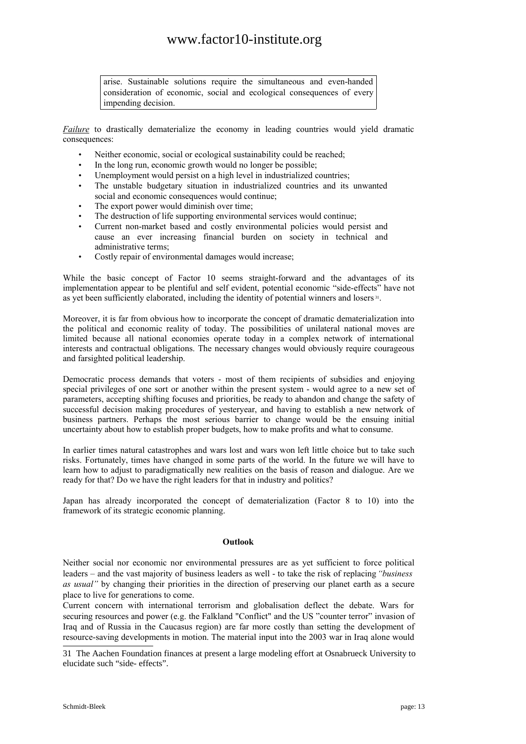arise. Sustainable solutions require the simultaneous and even-handed consideration of economic, social and ecological consequences of every impending decision.

*Failure* to drastically dematerialize the economy in leading countries would yield dramatic consequences:

- Neither economic, social or ecological sustainability could be reached;
- In the long run, economic growth would no longer be possible;
- Unemployment would persist on a high level in industrialized countries;
- The unstable budgetary situation in industrialized countries and its unwanted social and economic consequences would continue;
- The export power would diminish over time;
- The destruction of life supporting environmental services would continue;
- Current non-market based and costly environmental policies would persist and cause an ever increasing financial burden on society in technical and administrative terms;
- Costly repair of environmental damages would increase;

While the basic concept of Factor 10 seems straight-forward and the advantages of its implementation appear to be plentiful and self evident, potential economic "side-effects" have not as yet been sufficiently elaborated, including the identity of potential winners and losers [31].

Moreover, it is far from obvious how to incorporate the concept of dramatic dematerialization into the political and economic reality of today. The possibilities of unilateral national moves are limited because all national economies operate today in a complex network of international interests and contractual obligations. The necessary changes would obviously require courageous and farsighted political leadership.

Democratic process demands that voters - most of them recipients of subsidies and enjoying special privileges of one sort or another within the present system - would agree to a new set of parameters, accepting shifting focuses and priorities, be ready to abandon and change the safety of successful decision making procedures of yesteryear, and having to establish a new network of business partners. Perhaps the most serious barrier to change would be the ensuing initial uncertainty about how to establish proper budgets, how to make profits and what to consume.

In earlier times natural catastrophes and wars lost and wars won left little choice but to take such risks. Fortunately, times have changed in some parts of the world. In the future we will have to learn how to adjust to paradigmatically new realities on the basis of reason and dialogue. Are we ready for that? Do we have the right leaders for that in industry and politics?

Japan has already incorporated the concept of dematerialization (Factor 8 to 10) into the framework of its strategic economic planning.

**Outlook**

Neither social nor economic nor environmental pressures are as yet sufficient to force political leaders – and the vast majority of business leaders as well - to take the risk of replacing *"business as usual"* by changing their priorities in the direction of preserving our planet earth as a secure place to live for generations to come.

Current concern with international terrorism and globalisation deflect the debate. Wars for securing resources and power (e.g. the Falkland "Conflict" and the US "counter terror" invasion of Iraq and of Russia in the Caucasus region) are far more costly than setting the development of resource-saving developments in motion. The material input into the 2003 war in Iraq alone would

---

31 The Aachen Foundation finances at present a large modeling effort at Osnabrueck University to elucidate such "side- effects".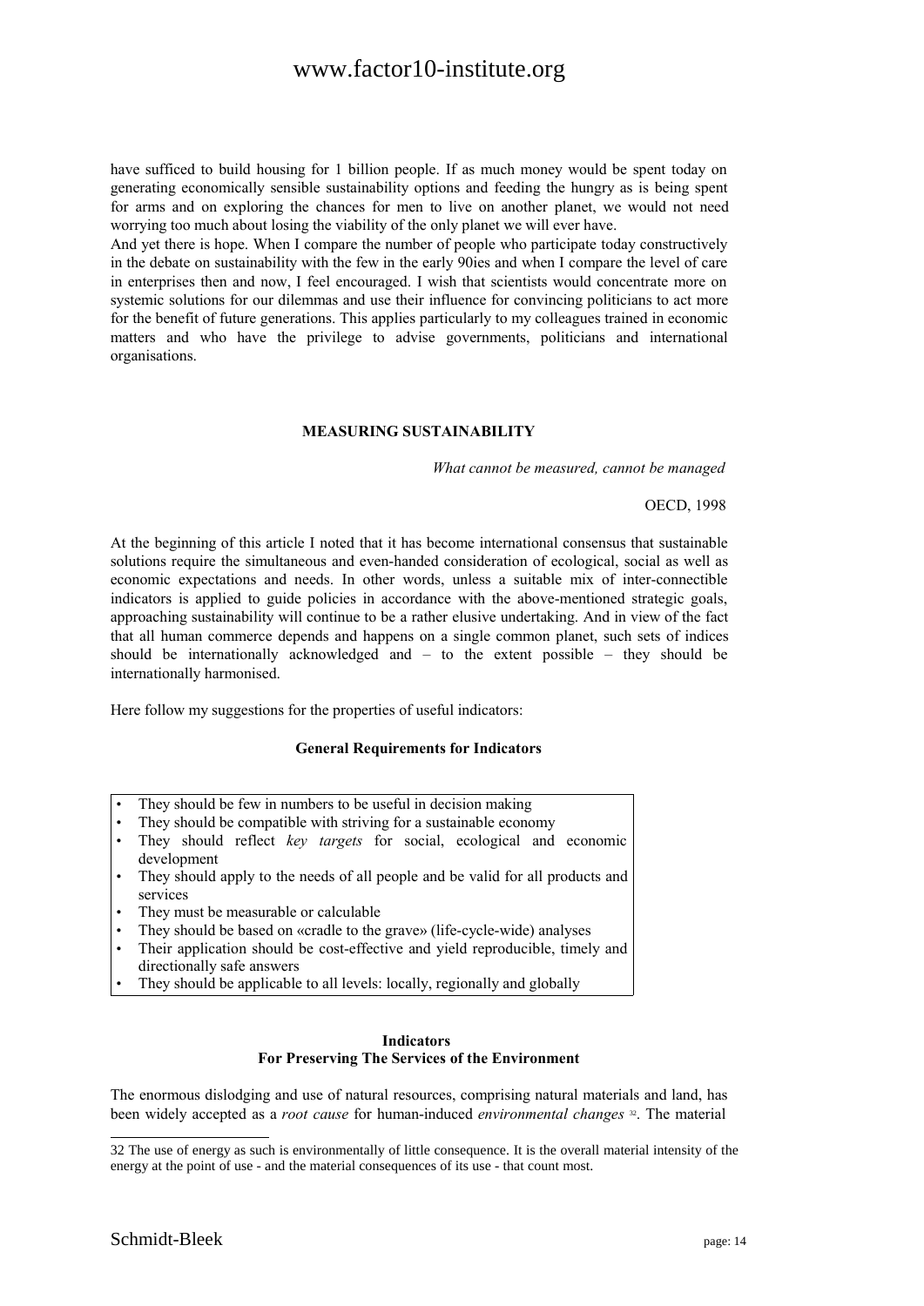have sufficed to build housing for 1 billion people. If as much money would be spent today on generating economically sensible sustainability options and feeding the hungry as is being spent for arms and on exploring the chances for men to live on another planet, we would not need worrying too much about losing the viability of the only planet we will ever have.

And yet there is hope. When I compare the number of people who participate today constructively in the debate on sustainability with the few in the early 90ies and when I compare the level of care in enterprises then and now, I feel encouraged. I wish that scientists would concentrate more on systemic solutions for our dilemmas and use their influence for convincing politicians to act more for the benefit of future generations. This applies particularly to my colleagues trained in economic matters and who have the privilege to advise governments, politicians and international organisations.

## MEASURING SUSTAINABILITY

*What cannot be measured, cannot be managed*

OECD, 1998

At the beginning of this article I noted that it has become international consensus that sustainable solutions require the simultaneous and even-handed consideration of ecological, social as well as economic expectations and needs. In other words, unless a suitable mix of inter-connectible indicators is applied to guide policies in accordance with the above-mentioned strategic goals, approaching sustainability will continue to be a rather elusive undertaking. And in view of the fact that all human commerce depends and happens on a single common planet, such sets of indices should be internationally acknowledged and – to the extent possible – they should be internationally harmonised.

Here follow my suggestions for the properties of useful indicators:

### General Requirements for Indicators

- They should be few in numbers to be useful in decision making
- They should be compatible with striving for a sustainable economy
- They should reflect *key targets* for social, ecological and economic development
- They should apply to the needs of all people and be valid for all products and services
- They must be measurable or calculable
- They should be based on «cradle to the grave» (life-cycle-wide) analyses
- Their application should be cost-effective and yield reproducible, timely and directionally safe answers
- They should be applicable to all levels: locally, regionally and globally

### Indicators For Preserving The Services of the Environment

The enormous dislodging and use of natural resources, comprising natural materials and land, has been widely accepted as a *root cause* for human-induced *environmental changes* [32]. The material

---

32 The use of energy as such is environmentally of little consequence. It is the overall material intensity of the energy at the point of use - and the material consequences of its use - that count most.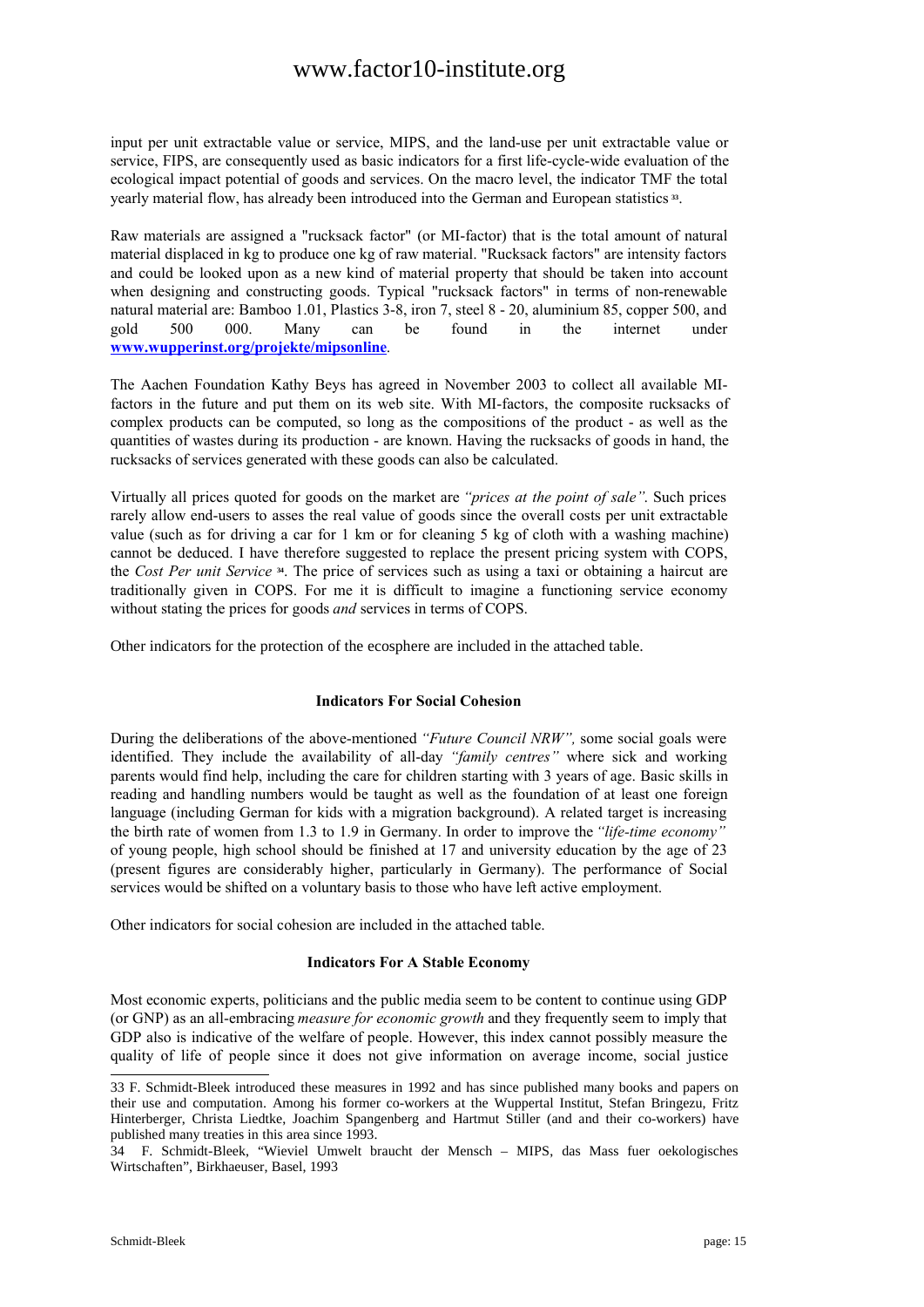input per unit extractable value or service, MIPS, and the land-use per unit extractable value or service, FIPS, are consequently used as basic indicators for a first life-cycle-wide evaluation of the ecological impact potential of goods and services. On the macro level, the indicator TMF the total yearly material flow, has already been introduced into the German and European statistics [33].

Raw materials are assigned a "rucksack factor" (or MI-factor) that is the total amount of natural material displaced in kg to produce one kg of raw material. "Rucksack factors" are intensity factors and could be looked upon as a new kind of material property that should be taken into account when designing and constructing goods. Typical "rucksack factors" in terms of non-renewable natural material are: Bamboo 1.01, Plastics 3-8, iron 7, steel 8 - 20, aluminium 85, copper 500, and gold 500 000. Many can be found in the internet under **www.wupperinst.org/projekte/mipsonline**.

The Aachen Foundation Kathy Beys has agreed in November 2003 to collect all available MI-factors in the future and put them on its web site. With MI-factors, the composite rucksacks of complex products can be computed, so long as the compositions of the product - as well as the quantities of wastes during its production - are known. Having the rucksacks of goods in hand, the rucksacks of services generated with these goods can also be calculated.

Virtually all prices quoted for goods on the market are *"prices at the point of sale"*. Such prices rarely allow end-users to asses the real value of goods since the overall costs per unit extractable value (such as for driving a car for 1 km or for cleaning 5 kg of cloth with a washing machine) cannot be deduced. I have therefore suggested to replace the present pricing system with COPS, the *Cost Per unit Service* [34]. The price of services such as using a taxi or obtaining a haircut are traditionally given in COPS. For me it is difficult to imagine a functioning service economy without stating the prices for goods *and* services in terms of COPS.

Other indicators for the protection of the ecosphere are included in the attached table.

### Indicators For Social Cohesion

During the deliberations of the above-mentioned *"Future Council NRW"*, some social goals were identified. They include the availability of all-day *"family centres"* where sick and working parents would find help, including the care for children starting with 3 years of age. Basic skills in reading and handling numbers would be taught as well as the foundation of at least one foreign language (including German for kids with a migration background). A related target is increasing the birth rate of women from 1.3 to 1.9 in Germany. In order to improve the *"life-time economy"* of young people, high school should be finished at 17 and university education by the age of 23 (present figures are considerably higher, particularly in Germany). The performance of Social services would be shifted on a voluntary basis to those who have left active employment.

Other indicators for social cohesion are included in the attached table.

### Indicators For A Stable Economy

Most economic experts, politicians and the public media seem to be content to continue using GDP (or GNP) as an all-embracing *measure for economic growth* and they frequently seem to imply that GDP also is indicative of the welfare of people. However, this index cannot possibly measure the quality of life of people since it does not give information on average income, social justice

---

33 F. Schmidt-Bleek introduced these measures in 1992 and has since published many books and papers on their use and computation. Among his former co-workers at the Wuppertal Institut, Stefan Bringezu, Fritz Hinterberger, Christa Liedtke, Joachim Spangenberg and Hartmut Stiller (and and their co-workers) have published many treaties in this area since 1993.

34 F. Schmidt-Bleek, "Wieviel Umwelt braucht der Mensch – MIPS, das Mass fuer oekologisches Wirtschaften", Birkhaeuser, Basel, 1993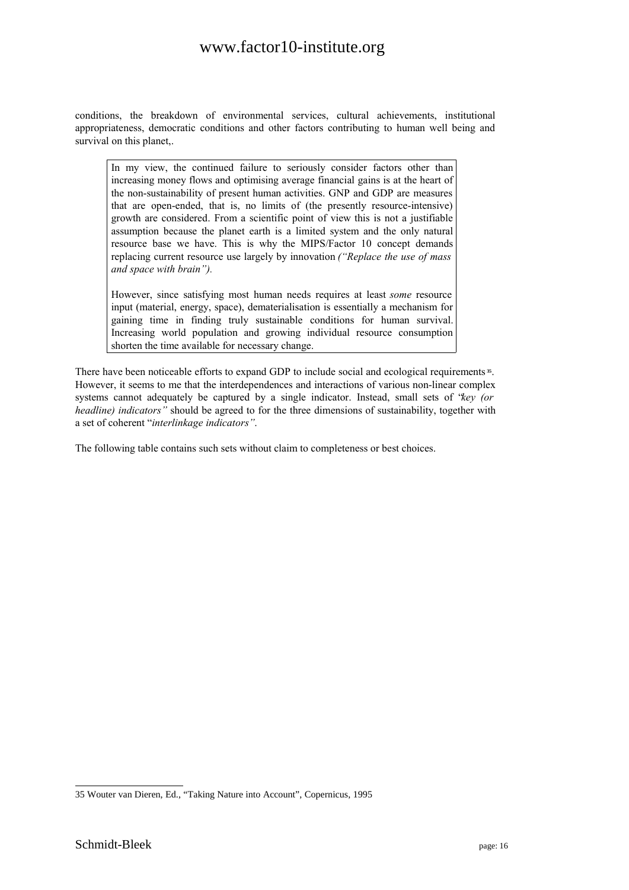conditions, the breakdown of environmental services, cultural achievements, institutional appropriateness, democratic conditions and other factors contributing to human well being and survival on this planet,.

> In my view, the continued failure to seriously consider factors other than increasing money flows and optimising average financial gains is at the heart of the non-sustainability of present human activities. GNP and GDP are measures that are open-ended, that is, no limits of (the presently resource-intensive) growth are considered. From a scientific point of view this is not a justifiable assumption because the planet earth is a limited system and the only natural resource base we have. This is why the MIPS/Factor 10 concept demands replacing current resource use largely by innovation *("Replace the use of mass and space with brain").*
>
> However, since satisfying most human needs requires at least *some* resource input (material, energy, space), dematerialisation is essentially a mechanism for gaining time in finding truly sustainable conditions for human survival. Increasing world population and growing individual resource consumption shorten the time available for necessary change.

There have been noticeable efforts to expand GDP to include social and ecological requirements[35]. However, it seems to me that the interdependences and interactions of various non-linear complex systems cannot adequately be captured by a single indicator. Instead, small sets of "*key (or headline) indicators"* should be agreed to for the three dimensions of sustainability, together with a set of coherent "*interlinkage indicators"*.

The following table contains such sets without claim to completeness or best choices.

---

35 Wouter van Dieren, Ed., "Taking Nature into Account", Copernicus, 1995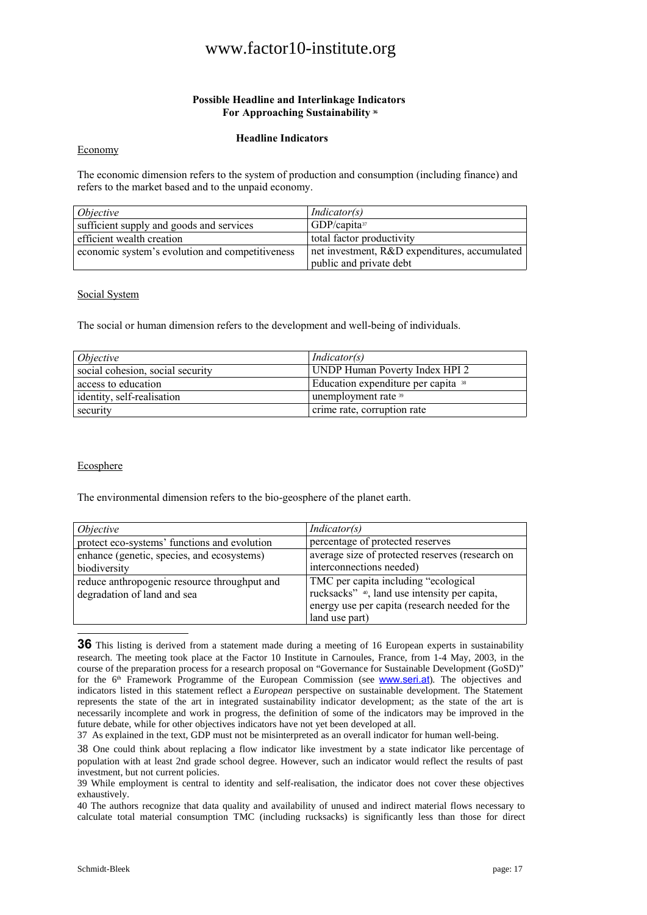**Possible Headline and Interlinkage Indicators**
**For Approaching Sustainability [36]**

**Headline Indicators**

Economy

The economic dimension refers to the system of production and consumption (including finance) and refers to the market based and to the unpaid economy.

| *Objective* | *Indicator(s)* |
|---|---|
| sufficient supply and goods and services | GDP/capita[37] |
| efficient wealth creation | total factor productivity |
| economic system's evolution and competitiveness | net investment, R&D expenditures, accumulated public and private debt |

Social System

The social or human dimension refers to the development and well-being of individuals.

| *Objective* | *Indicator(s)* |
|---|---|
| social cohesion, social security | UNDP Human Poverty Index HPI 2 |
| access to education | Education expenditure per capita [38] |
| identity, self-realisation | unemployment rate [39] |
| security | crime rate, corruption rate |

Ecosphere

The environmental dimension refers to the bio-geosphere of the planet earth.

| *Objective* | *Indicator(s)* |
|---|---|
| protect eco-systems' functions and evolution | percentage of protected reserves |
| enhance (genetic, species, and ecosystems) biodiversity | average size of protected reserves (research on interconnections needed) |
| reduce anthropogenic resource throughput and degradation of land and sea | TMC per capita including "ecological rucksacks" [40], land use intensity per capita, energy use per capita (research needed for the land use part) |

---

**36** This listing is derived from a statement made during a meeting of 16 European experts in sustainability research. The meeting took place at the Factor 10 Institute in Carnoules, France, from 1-4 May, 2003, in the course of the preparation process for a research proposal on "Governance for Sustainable Development (GoSD)" for the 6th Framework Programme of the European Commission (see www.seri.at). The objectives and indicators listed in this statement reflect a *European* perspective on sustainable development. The Statement represents the state of the art in integrated sustainability indicator development; as the state of the art is necessarily incomplete and work in progress, the definition of some of the indicators may be improved in the future debate, while for other objectives indicators have not yet been developed at all.

37 As explained in the text, GDP must not be misinterpreted as an overall indicator for human well-being.

38 One could think about replacing a flow indicator like investment by a state indicator like percentage of population with at least 2nd grade school degree. However, such an indicator would reflect the results of past investment, but not current policies.

39 While employment is central to identity and self-realisation, the indicator does not cover these objectives exhaustively.

40 The authors recognize that data quality and availability of unused and indirect material flows necessary to calculate total material consumption TMC (including rucksacks) is significantly less than those for direct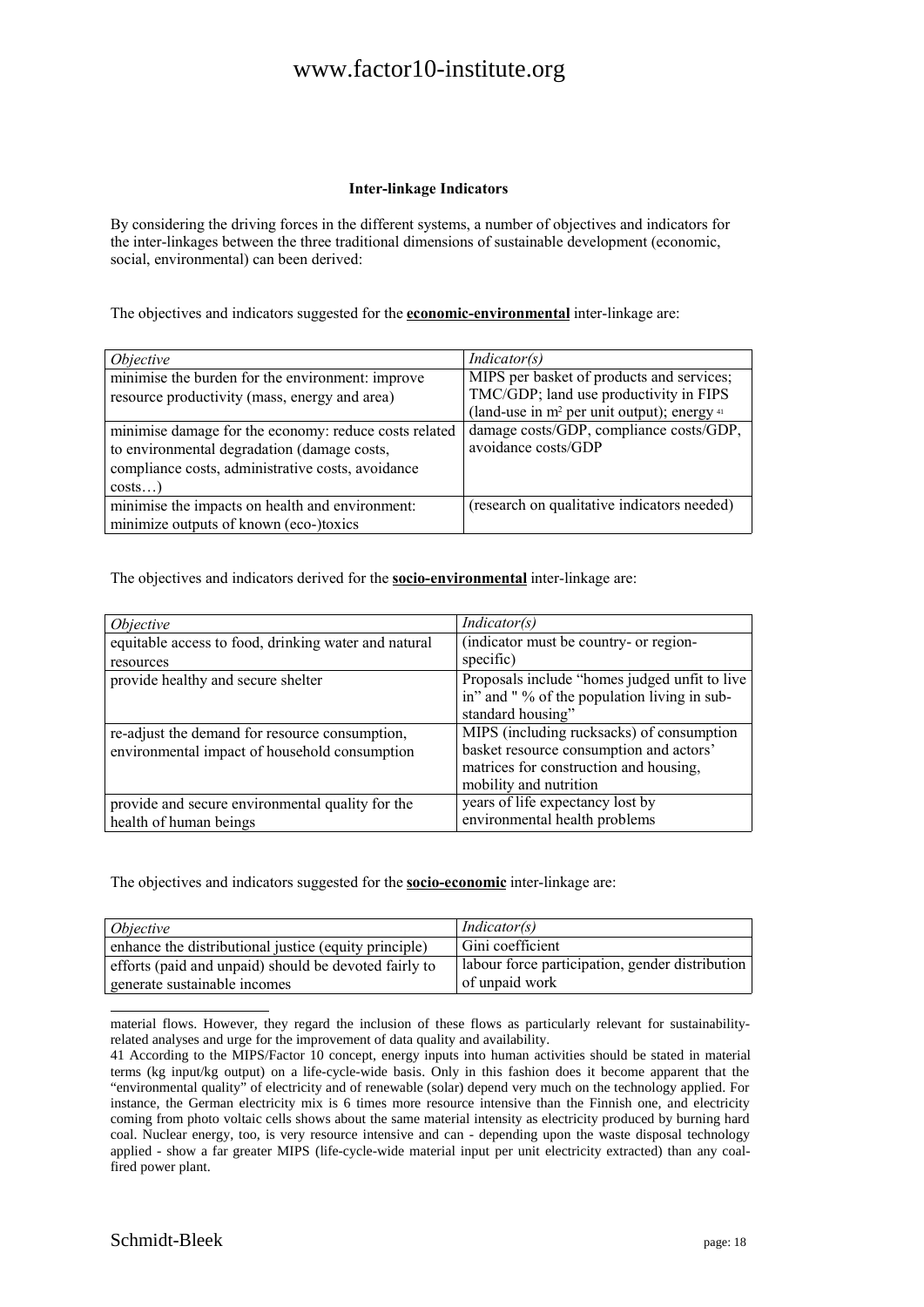### Inter-linkage Indicators

By considering the driving forces in the different systems, a number of objectives and indicators for the inter-linkages between the three traditional dimensions of sustainable development (economic, social, environmental) can been derived:

The objectives and indicators suggested for the **economic-environmental** inter-linkage are:

| *Objective* | *Indicator(s)* |
|---|---|
| minimise the burden for the environment: improve resource productivity (mass, energy and area) | MIPS per basket of products and services; TMC/GDP; land use productivity in FIPS (land-use in $m^2$ per unit output); energy [41] |
| minimise damage for the economy: reduce costs related to environmental degradation (damage costs, compliance costs, administrative costs, avoidance costs…) | damage costs/GDP, compliance costs/GDP, avoidance costs/GDP |
| minimise the impacts on health and environment: minimize outputs of known (eco-)toxics | (research on qualitative indicators needed) |

The objectives and indicators derived for the **socio-environmental** inter-linkage are:

| *Objective* | *Indicator(s)* |
|---|---|
| equitable access to food, drinking water and natural resources | (indicator must be country- or region-specific) |
| provide healthy and secure shelter | Proposals include "homes judged unfit to live in" and " % of the population living in sub-standard housing" |
| re-adjust the demand for resource consumption, environmental impact of household consumption | MIPS (including rucksacks) of consumption basket resource consumption and actors' matrices for construction and housing, mobility and nutrition |
| provide and secure environmental quality for the health of human beings | years of life expectancy lost by environmental health problems |

The objectives and indicators suggested for the **socio-economic** inter-linkage are:

| *Objective* | *Indicator(s)* |
|---|---|
| enhance the distributional justice (equity principle) | Gini coefficient |
| efforts (paid and unpaid) should be devoted fairly to generate sustainable incomes | labour force participation, gender distribution of unpaid work |

---

material flows. However, they regard the inclusion of these flows as particularly relevant for sustainability-related analyses and urge for the improvement of data quality and availability.

41 According to the MIPS/Factor 10 concept, energy inputs into human activities should be stated in material terms (kg input/kg output) on a life-cycle-wide basis. Only in this fashion does it become apparent that the "environmental quality" of electricity and of renewable (solar) depend very much on the technology applied. For instance, the German electricity mix is 6 times more resource intensive than the Finnish one, and electricity coming from photo voltaic cells shows about the same material intensity as electricity produced by burning hard coal. Nuclear energy, too, is very resource intensive and can - depending upon the waste disposal technology applied - show a far greater MIPS (life-cycle-wide material input per unit electricity extracted) than any coal-fired power plant.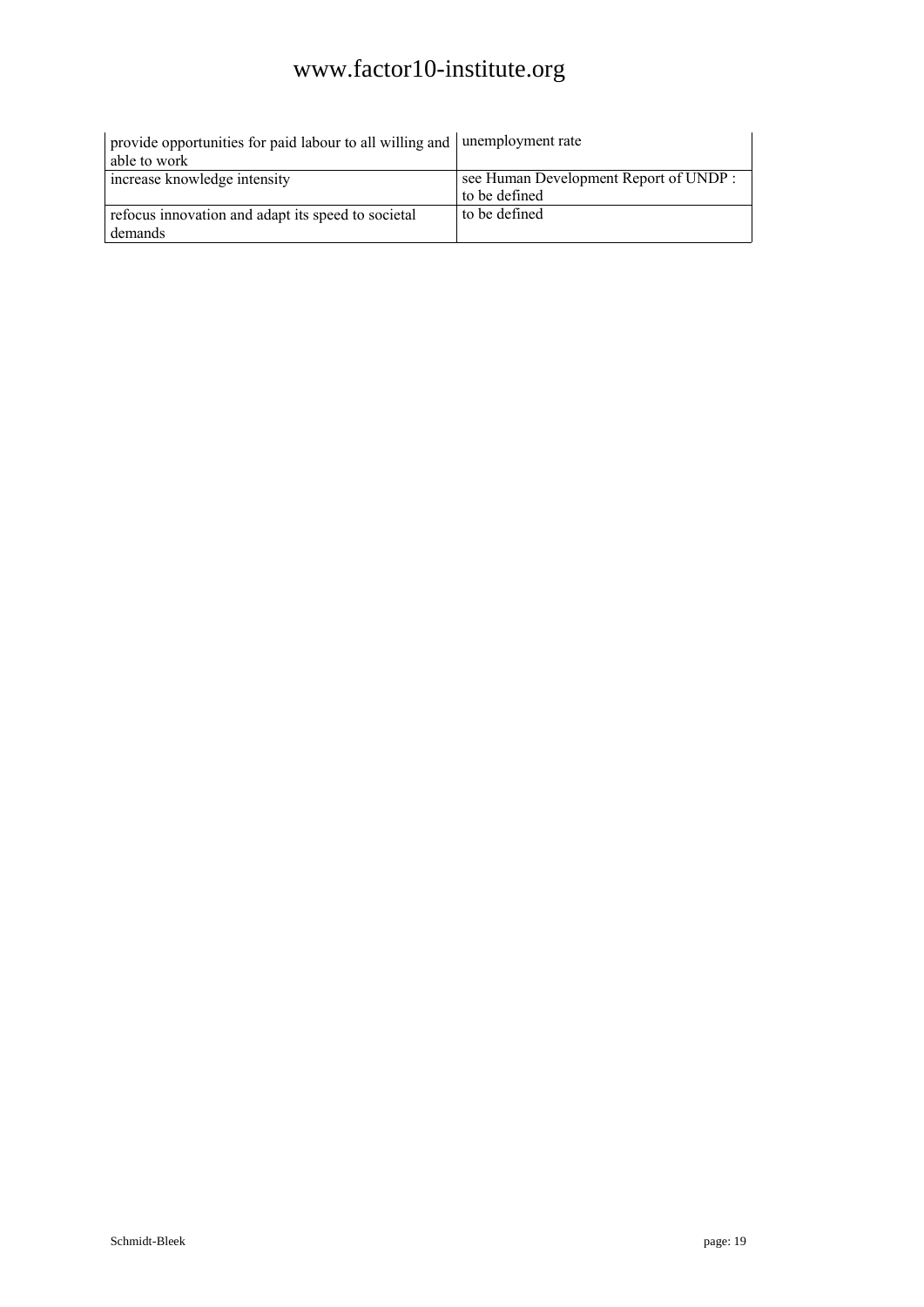| | |
|---|---|
| provide opportunities for paid labour to all willing and able to work | unemployment rate |
| increase knowledge intensity | see Human Development Report of UNDP : to be defined |
| refocus innovation and adapt its speed to societal demands | to be defined |